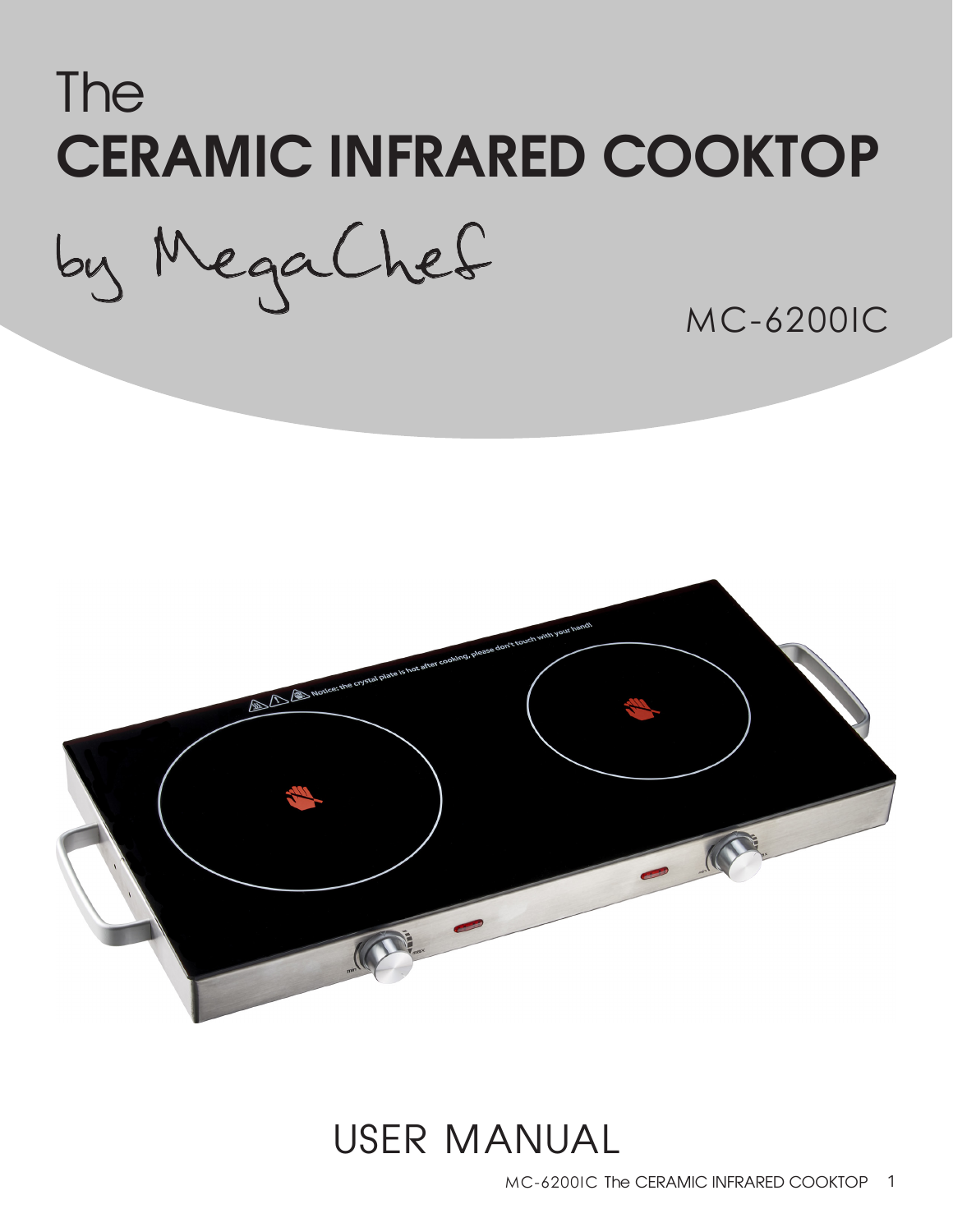# The CERAMIC INFRARED COOKTOP

by MegaChef

MC-6200IC

USER MANUAL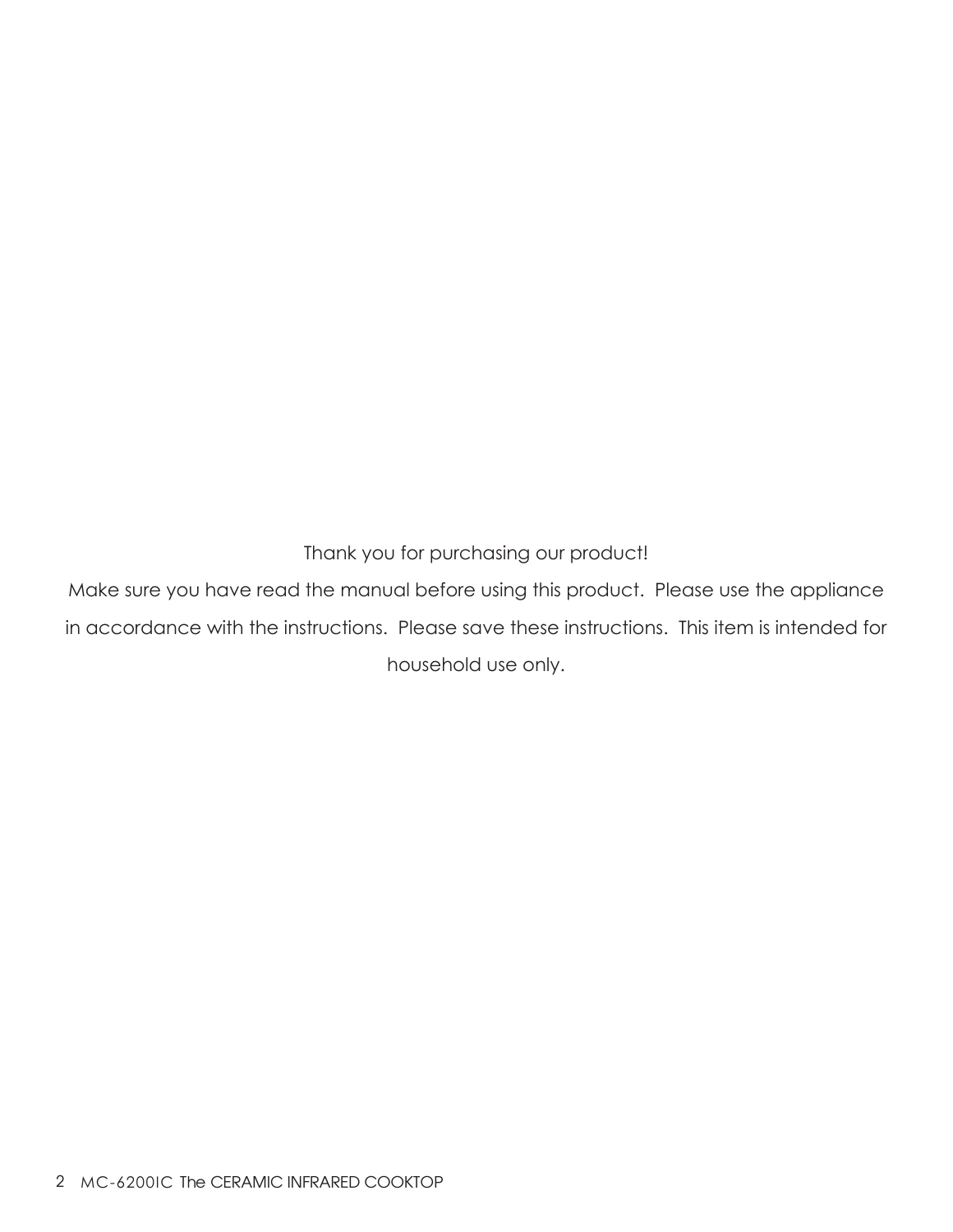Thank you for purchasing our product!

Make sure you have read the manual before using this product. Please use the appliance in accordance with the instructions. Please save these instructions. This item is intended for household use only.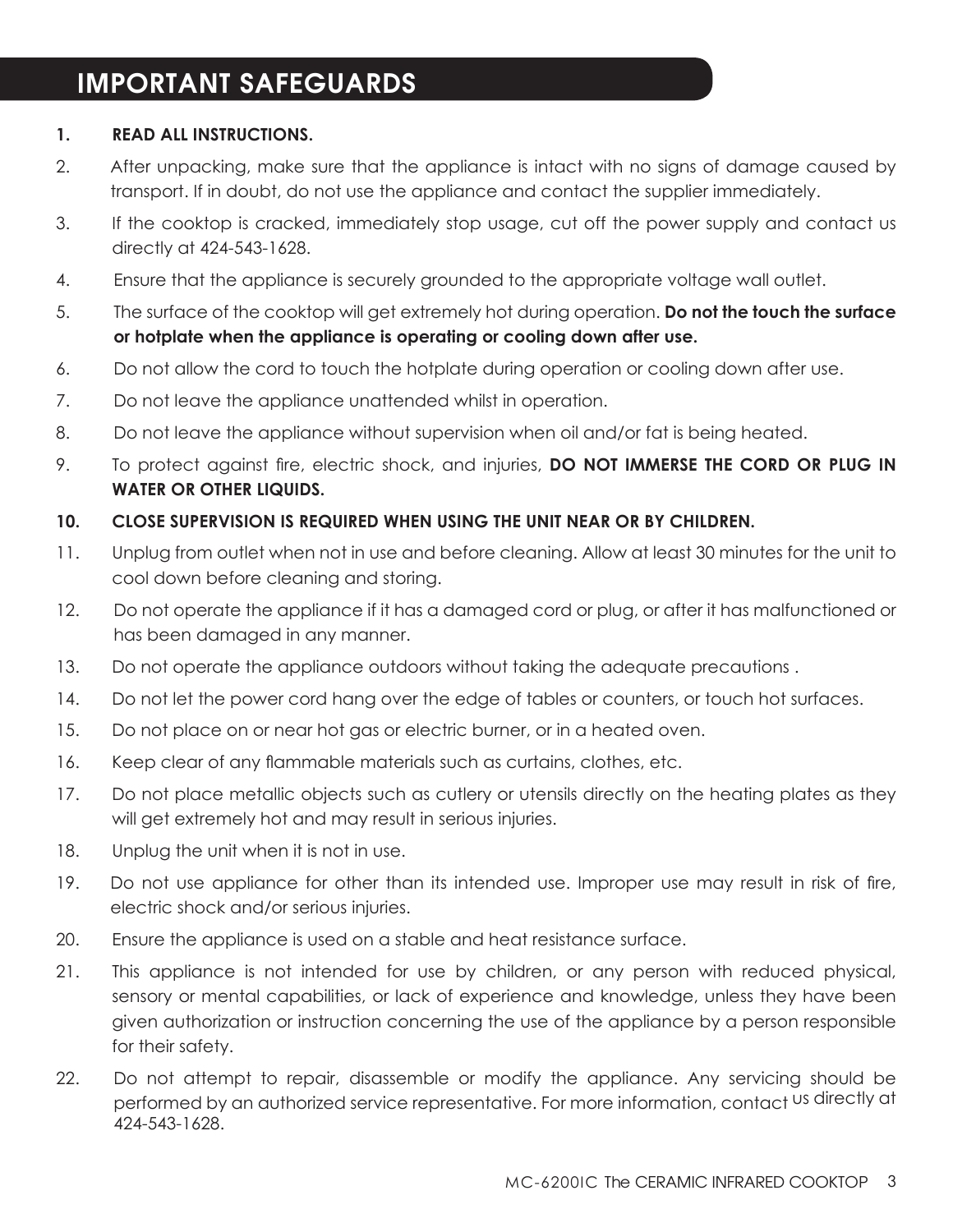# IMPORTANT SAFEGUARDS

1. **READ ALL INSTRUCTIONS.**
2. After unpacking, make sure that the appliance is intact with no signs of damage caused by transport. If in doubt, do not use the appliance and contact the supplier immediately.
3. If the cooktop is cracked, immediately stop usage, cut off the power supply and contact us directly at 424-543-1628.
4. Ensure that the appliance is securely grounded to the appropriate voltage wall outlet.
5. The surface of the cooktop will get extremely hot during operation. **Do not the touch the surface or hotplate when the appliance is operating or cooling down after use.**
6. Do not allow the cord to touch the hotplate during operation or cooling down after use.
7. Do not leave the appliance unattended whilst in operation.
8. Do not leave the appliance without supervision when oil and/or fat is being heated.
9. To protect against fire, electric shock, and injuries, **DO NOT IMMERSE THE CORD OR PLUG IN WATER OR OTHER LIQUIDS.**
10. **CLOSE SUPERVISION IS REQUIRED WHEN USING THE UNIT NEAR OR BY CHILDREN.**
11. Unplug from outlet when not in use and before cleaning. Allow at least 30 minutes for the unit to cool down before cleaning and storing.
12. Do not operate the appliance if it has a damaged cord or plug, or after it has malfunctioned or has been damaged in any manner.
13. Do not operate the appliance outdoors without taking the adequate precautions .
14. Do not let the power cord hang over the edge of tables or counters, or touch hot surfaces.
15. Do not place on or near hot gas or electric burner, or in a heated oven.
16. Keep clear of any flammable materials such as curtains, clothes, etc.
17. Do not place metallic objects such as cutlery or utensils directly on the heating plates as they will get extremely hot and may result in serious injuries.
18. Unplug the unit when it is not in use.
19. Do not use appliance for other than its intended use. Improper use may result in risk of fire, electric shock and/or serious injuries.
20. Ensure the appliance is used on a stable and heat resistance surface.
21. This appliance is not intended for use by children, or any person with reduced physical, sensory or mental capabilities, or lack of experience and knowledge, unless they have been given authorization or instruction concerning the use of the appliance by a person responsible for their safety.
22. Do not attempt to repair, disassemble or modify the appliance. Any servicing should be performed by an authorized service representative. For more information, contact us directly at 424-543-1628.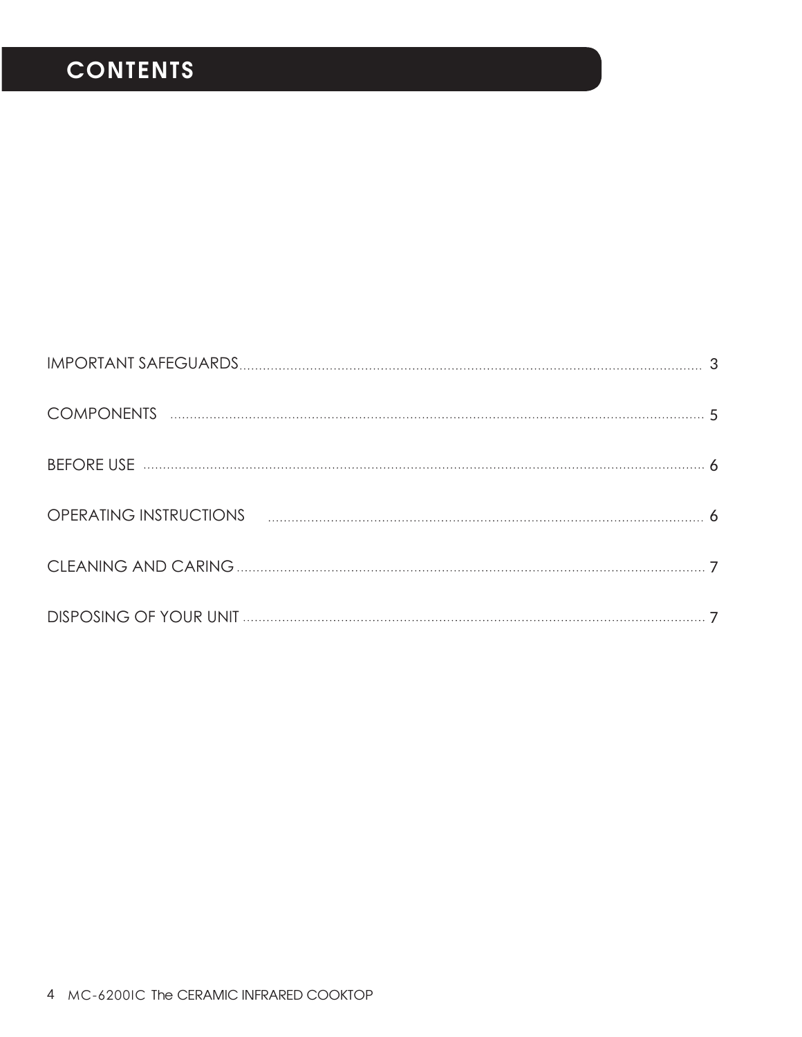# CONTENTS

IMPORTANT SAFEGUARDS .......... 3

COMPONENTS .......... 5

BEFORE USE .......... 6

OPERATING INSTRUCTIONS .......... 6

CLEANING AND CARING .......... 7

DISPOSING OF YOUR UNIT .......... 7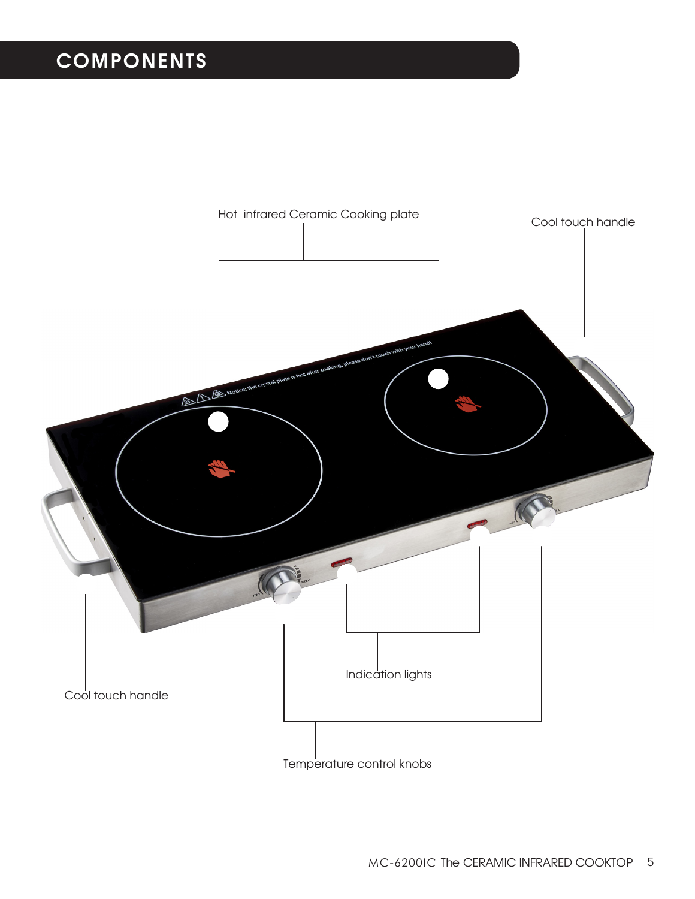# COMPONENTS

Hot infrared Ceramic Cooking plate

Cool touch handle

Indication lights

Cool touch handle

Temperature control knobs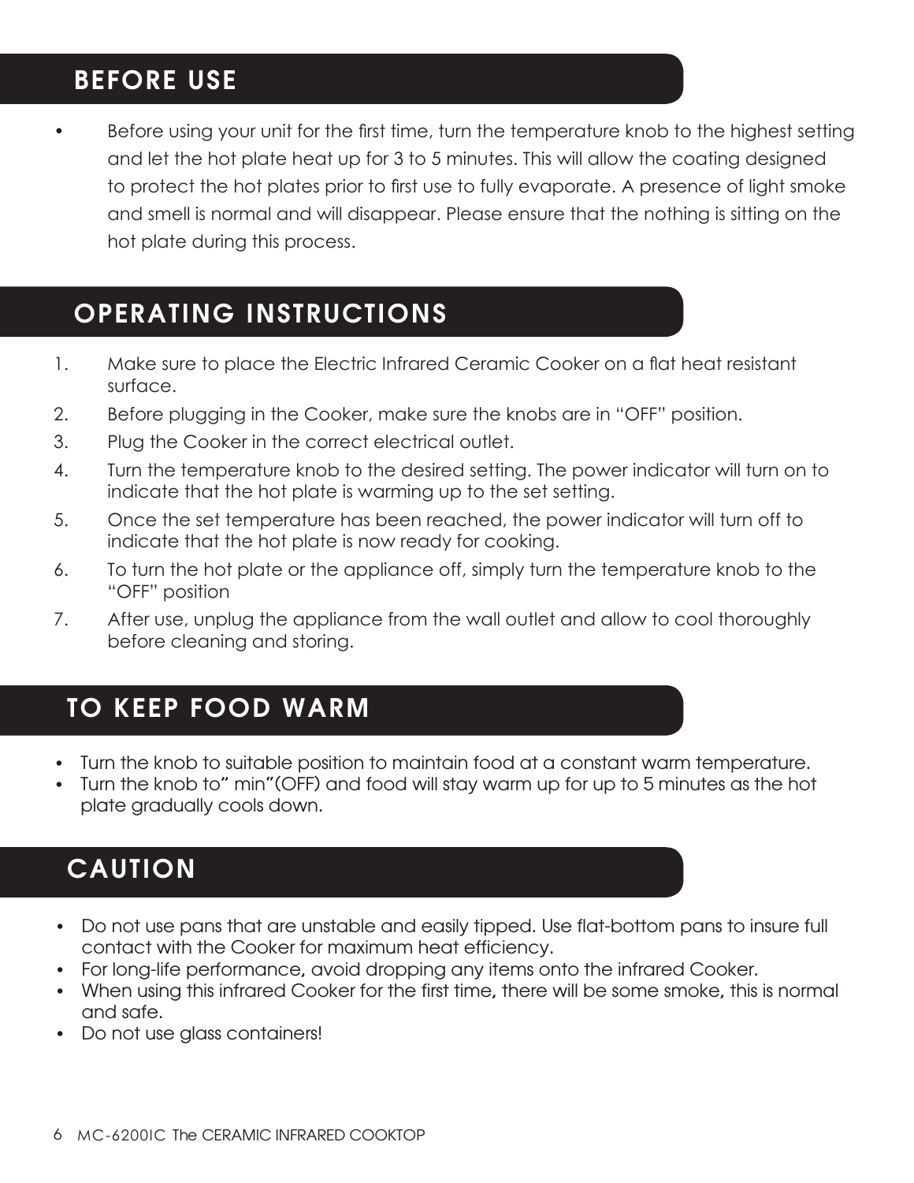## BEFORE USE

- Before using your unit for the first time, turn the temperature knob to the highest setting and let the hot plate heat up for 3 to 5 minutes. This will allow the coating designed to protect the hot plates prior to first use to fully evaporate. A presence of light smoke and smell is normal and will disappear. Please ensure that the nothing is sitting on the hot plate during this process.

## OPERATING INSTRUCTIONS

1. Make sure to place the Electric Infrared Ceramic Cooker on a flat heat resistant surface.
2. Before plugging in the Cooker, make sure the knobs are in "OFF" position.
3. Plug the Cooker in the correct electrical outlet.
4. Turn the temperature knob to the desired setting. The power indicator will turn on to indicate that the hot plate is warming up to the set setting.
5. Once the set temperature has been reached, the power indicator will turn off to indicate that the hot plate is now ready for cooking.
6. To turn the hot plate or the appliance off, simply turn the temperature knob to the "OFF" position
7. After use, unplug the appliance from the wall outlet and allow to cool thoroughly before cleaning and storing.

## TO KEEP FOOD WARM

- Turn the knob to suitable position to maintain food at a constant warm temperature.
- Turn the knob to" min"(OFF) and food will stay warm up for up to 5 minutes as the hot plate gradually cools down.

## CAUTION

- Do not use pans that are unstable and easily tipped. Use flat-bottom pans to insure full contact with the Cooker for maximum heat efficiency.
- For long-life performance, avoid dropping any items onto the infrared Cooker.
- When using this infrared Cooker for the first time, there will be some smoke, this is normal and safe.
- Do not use glass containers!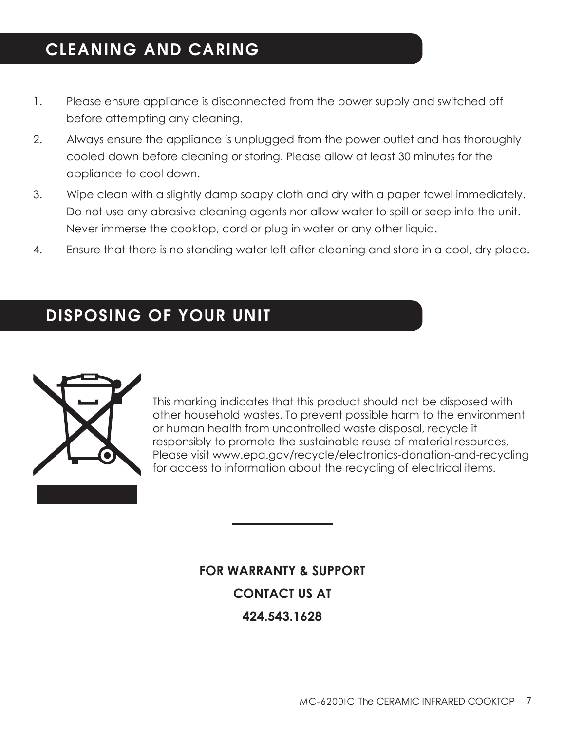## CLEANING AND CARING

1. Please ensure appliance is disconnected from the power supply and switched off before attempting any cleaning.
2. Always ensure the appliance is unplugged from the power outlet and has thoroughly cooled down before cleaning or storing. Please allow at least 30 minutes for the appliance to cool down.
3. Wipe clean with a slightly damp soapy cloth and dry with a paper towel immediately. Do not use any abrasive cleaning agents nor allow water to spill or seep into the unit. Never immerse the cooktop, cord or plug in water or any other liquid.
4. Ensure that there is no standing water left after cleaning and store in a cool, dry place.

## DISPOSING OF YOUR UNIT

This marking indicates that this product should not be disposed with other household wastes. To prevent possible harm to the environment or human health from uncontrolled waste disposal, recycle it responsibly to promote the sustainable reuse of material resources. Please visit www.epa.gov/recycle/electronics-donation-and-recycling for access to information about the recycling of electrical items.

**FOR WARRANTY & SUPPORT**

**CONTACT US AT**

**424.543.1628**